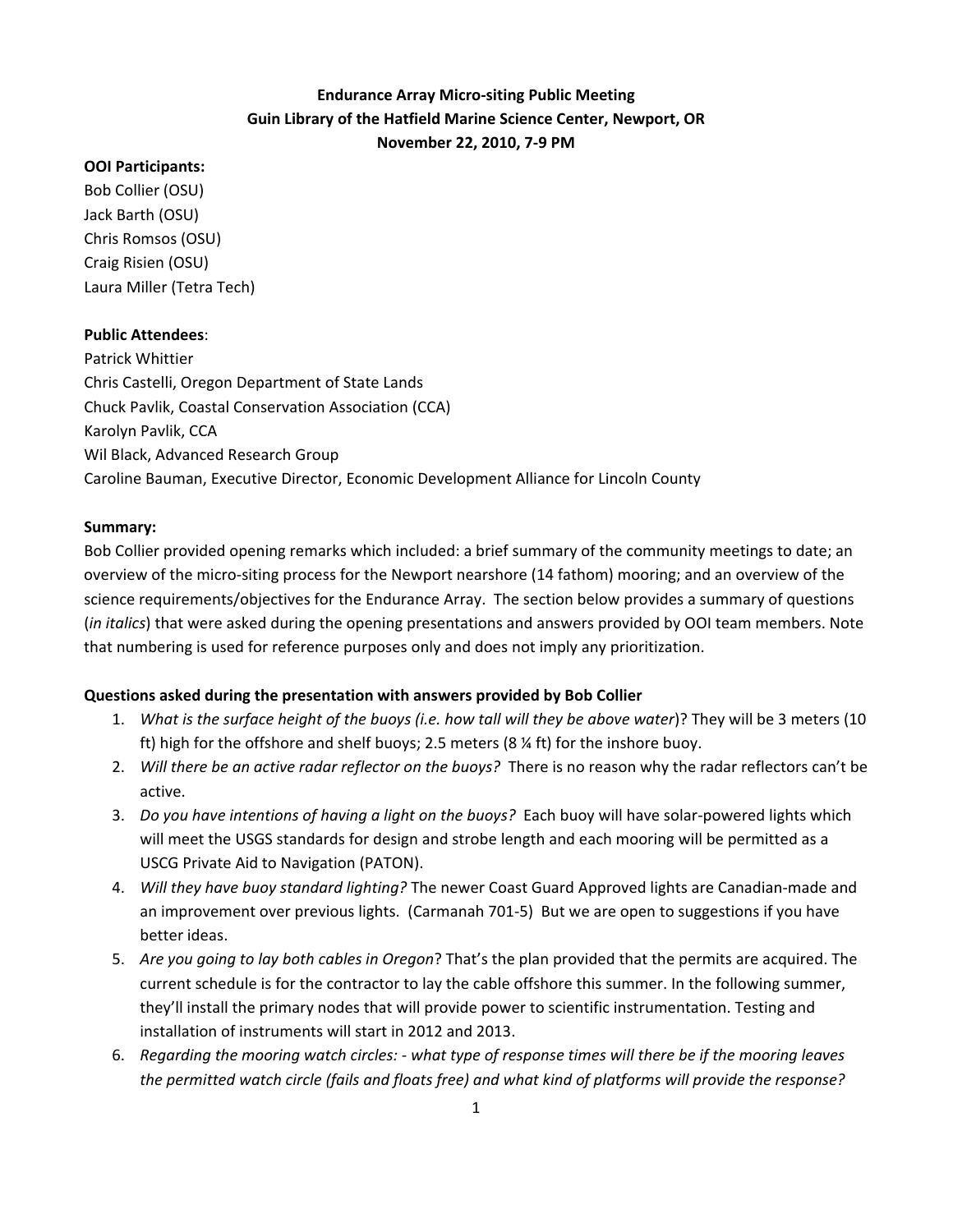**Endurance Array Micro-siting Public Meeting**
**Guin Library of the Hatfield Marine Science Center, Newport, OR**
**November 22, 2010, 7-9 PM**

**OOI Participants:**
Bob Collier (OSU)
Jack Barth (OSU)
Chris Romsos (OSU)
Craig Risien (OSU)
Laura Miller (Tetra Tech)

**Public Attendees**:
Patrick Whittier
Chris Castelli, Oregon Department of State Lands
Chuck Pavlik, Coastal Conservation Association (CCA)
Karolyn Pavlik, CCA
Wil Black, Advanced Research Group
Caroline Bauman, Executive Director, Economic Development Alliance for Lincoln County

**Summary:**
Bob Collier provided opening remarks which included: a brief summary of the community meetings to date; an overview of the micro-siting process for the Newport nearshore (14 fathom) mooring; and an overview of the science requirements/objectives for the Endurance Array. The section below provides a summary of questions (*in italics*) that were asked during the opening presentations and answers provided by OOI team members. Note that numbering is used for reference purposes only and does not imply any prioritization.

**Questions asked during the presentation with answers provided by Bob Collier**

1. *What is the surface height of the buoys (i.e. how tall will they be above water*)? They will be 3 meters (10 ft) high for the offshore and shelf buoys; 2.5 meters (8 ¼ ft) for the inshore buoy.
2. *Will there be an active radar reflector on the buoys?* There is no reason why the radar reflectors can't be active.
3. *Do you have intentions of having a light on the buoys?* Each buoy will have solar-powered lights which will meet the USGS standards for design and strobe length and each mooring will be permitted as a USCG Private Aid to Navigation (PATON).
4. *Will they have buoy standard lighting?* The newer Coast Guard Approved lights are Canadian-made and an improvement over previous lights. (Carmanah 701-5) But we are open to suggestions if you have better ideas.
5. *Are you going to lay both cables in Oregon*? That's the plan provided that the permits are acquired. The current schedule is for the contractor to lay the cable offshore this summer. In the following summer, they'll install the primary nodes that will provide power to scientific instrumentation. Testing and installation of instruments will start in 2012 and 2013.
6. *Regarding the mooring watch circles: - what type of response times will there be if the mooring leaves the permitted watch circle (fails and floats free) and what kind of platforms will provide the response?*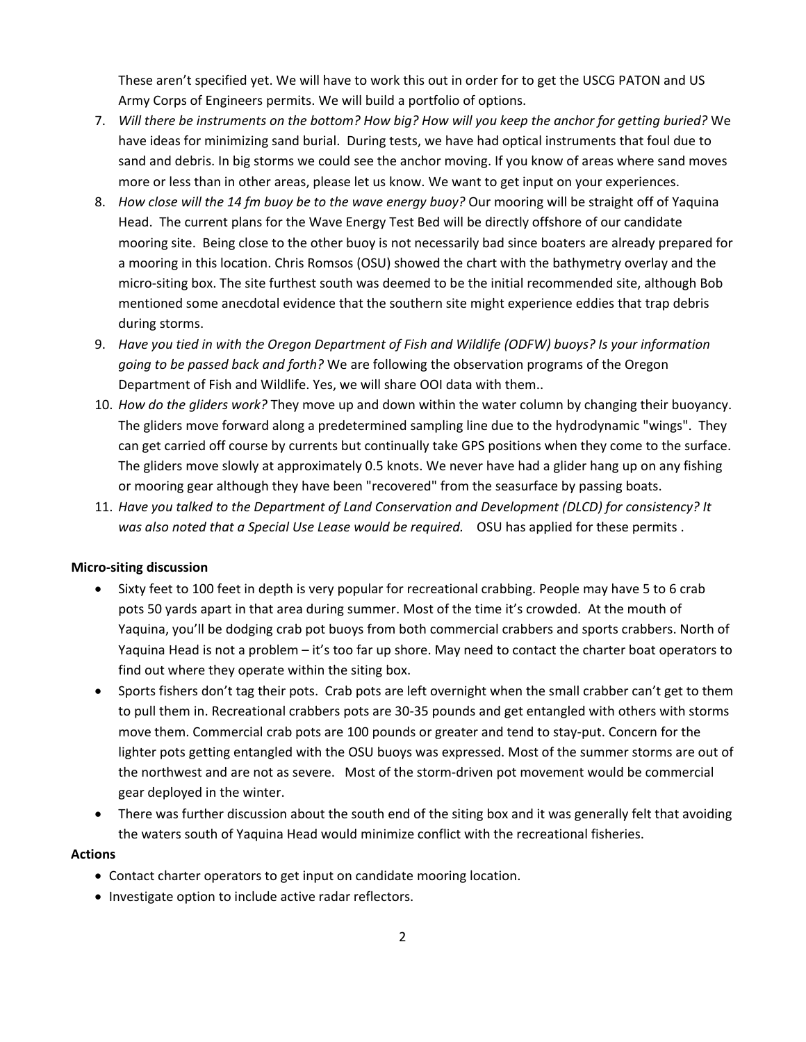These aren't specified yet. We will have to work this out in order for to get the USCG PATON and US Army Corps of Engineers permits. We will build a portfolio of options.

7. *Will there be instruments on the bottom? How big? How will you keep the anchor for getting buried?* We have ideas for minimizing sand burial. During tests, we have had optical instruments that foul due to sand and debris. In big storms we could see the anchor moving. If you know of areas where sand moves more or less than in other areas, please let us know. We want to get input on your experiences.
8. *How close will the 14 fm buoy be to the wave energy buoy?* Our mooring will be straight off of Yaquina Head. The current plans for the Wave Energy Test Bed will be directly offshore of our candidate mooring site. Being close to the other buoy is not necessarily bad since boaters are already prepared for a mooring in this location. Chris Romsos (OSU) showed the chart with the bathymetry overlay and the micro-siting box. The site furthest south was deemed to be the initial recommended site, although Bob mentioned some anecdotal evidence that the southern site might experience eddies that trap debris during storms.
9. *Have you tied in with the Oregon Department of Fish and Wildlife (ODFW) buoys? Is your information going to be passed back and forth?* We are following the observation programs of the Oregon Department of Fish and Wildlife. Yes, we will share OOI data with them..
10. *How do the gliders work?* They move up and down within the water column by changing their buoyancy. The gliders move forward along a predetermined sampling line due to the hydrodynamic "wings". They can get carried off course by currents but continually take GPS positions when they come to the surface. The gliders move slowly at approximately 0.5 knots. We never have had a glider hang up on any fishing or mooring gear although they have been "recovered" from the seasurface by passing boats.
11. *Have you talked to the Department of Land Conservation and Development (DLCD) for consistency? It was also noted that a Special Use Lease would be required.* OSU has applied for these permits .

**Micro-siting discussion**

- Sixty feet to 100 feet in depth is very popular for recreational crabbing. People may have 5 to 6 crab pots 50 yards apart in that area during summer. Most of the time it's crowded. At the mouth of Yaquina, you'll be dodging crab pot buoys from both commercial crabbers and sports crabbers. North of Yaquina Head is not a problem – it's too far up shore. May need to contact the charter boat operators to find out where they operate within the siting box.
- Sports fishers don't tag their pots. Crab pots are left overnight when the small crabber can't get to them to pull them in. Recreational crabbers pots are 30-35 pounds and get entangled with others with storms move them. Commercial crab pots are 100 pounds or greater and tend to stay-put. Concern for the lighter pots getting entangled with the OSU buoys was expressed. Most of the summer storms are out of the northwest and are not as severe. Most of the storm-driven pot movement would be commercial gear deployed in the winter.
- There was further discussion about the south end of the siting box and it was generally felt that avoiding the waters south of Yaquina Head would minimize conflict with the recreational fisheries.

**Actions**

- Contact charter operators to get input on candidate mooring location.
- Investigate option to include active radar reflectors.